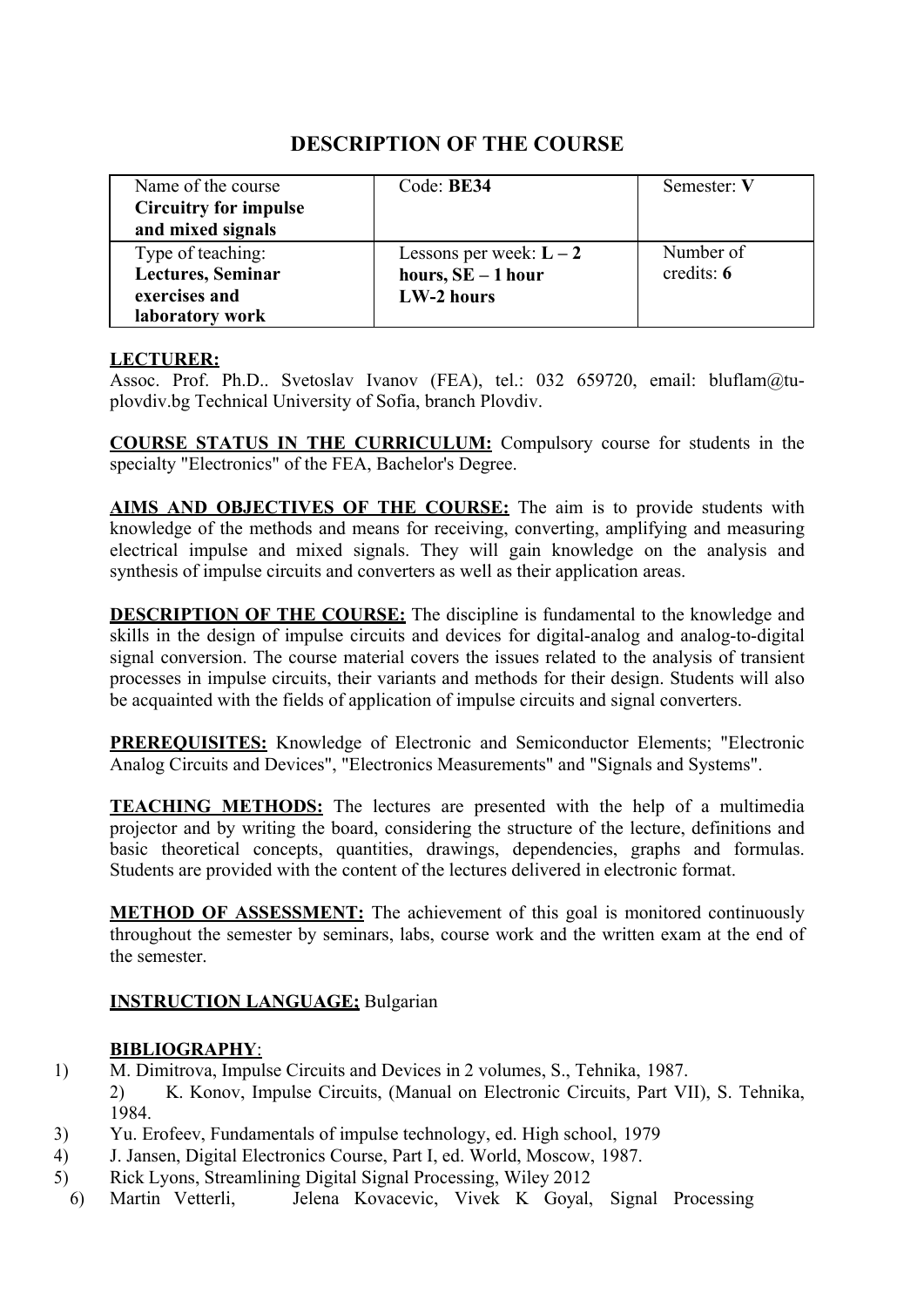# DESCRIPTION OF THE COURSE

| Name of the course **Circuitry for impulse and mixed signals** | Code: **BE34** | Semester: **V** |
|---|---|---|
| Type of teaching: **Lectures, Seminar exercises and laboratory work** | Lessons per week: **L – 2 hours, SE – 1 hour LW-2 hours** | Number of credits: **6** |

**LECTURER:**
Assoc. Prof. Ph.D.. Svetoslav Ivanov (FEA), tel.: 032 659720, email: bluflam@tu-plovdiv.bg Technical University of Sofia, branch Plovdiv.

**COURSE STATUS IN THE CURRICULUM:** Compulsory course for students in the specialty "Electronics" of the FEA, Bachelor's Degree.

**AIMS AND OBJECTIVES OF THE COURSE:** The aim is to provide students with knowledge of the methods and means for receiving, converting, amplifying and measuring electrical impulse and mixed signals. They will gain knowledge on the analysis and synthesis of impulse circuits and converters as well as their application areas.

**DESCRIPTION OF THE COURSE:** The discipline is fundamental to the knowledge and skills in the design of impulse circuits and devices for digital-analog and analog-to-digital signal conversion. The course material covers the issues related to the analysis of transient processes in impulse circuits, their variants and methods for their design. Students will also be acquainted with the fields of application of impulse circuits and signal converters.

**PREREQUISITES:** Knowledge of Electronic and Semiconductor Elements; "Electronic Analog Circuits and Devices", "Electronics Measurements" and "Signals and Systems".

**TEACHING METHODS:** The lectures are presented with the help of a multimedia projector and by writing the board, considering the structure of the lecture, definitions and basic theoretical concepts, quantities, drawings, dependencies, graphs and formulas. Students are provided with the content of the lectures delivered in electronic format.

**METHOD OF ASSESSMENT:** The achievement of this goal is monitored continuously throughout the semester by seminars, labs, course work and the written exam at the end of the semester.

**INSTRUCTION LANGUAGE;** Bulgarian

**BIBLIOGRAPHY**:

1) M. Dimitrova, Impulse Circuits and Devices in 2 volumes, S., Tehnika, 1987.
2) K. Konov, Impulse Circuits, (Manual on Electronic Circuits, Part VII), S. Tehnika, 1984.
3) Yu. Erofeev, Fundamentals of impulse technology, ed. High school, 1979
4) J. Jansen, Digital Electronics Course, Part I, ed. World, Moscow, 1987.
5) Rick Lyons, Streamlining Digital Signal Processing, Wiley 2012
6) Martin Vetterli, Jelena Kovacevic, Vivek K Goyal, Signal Processing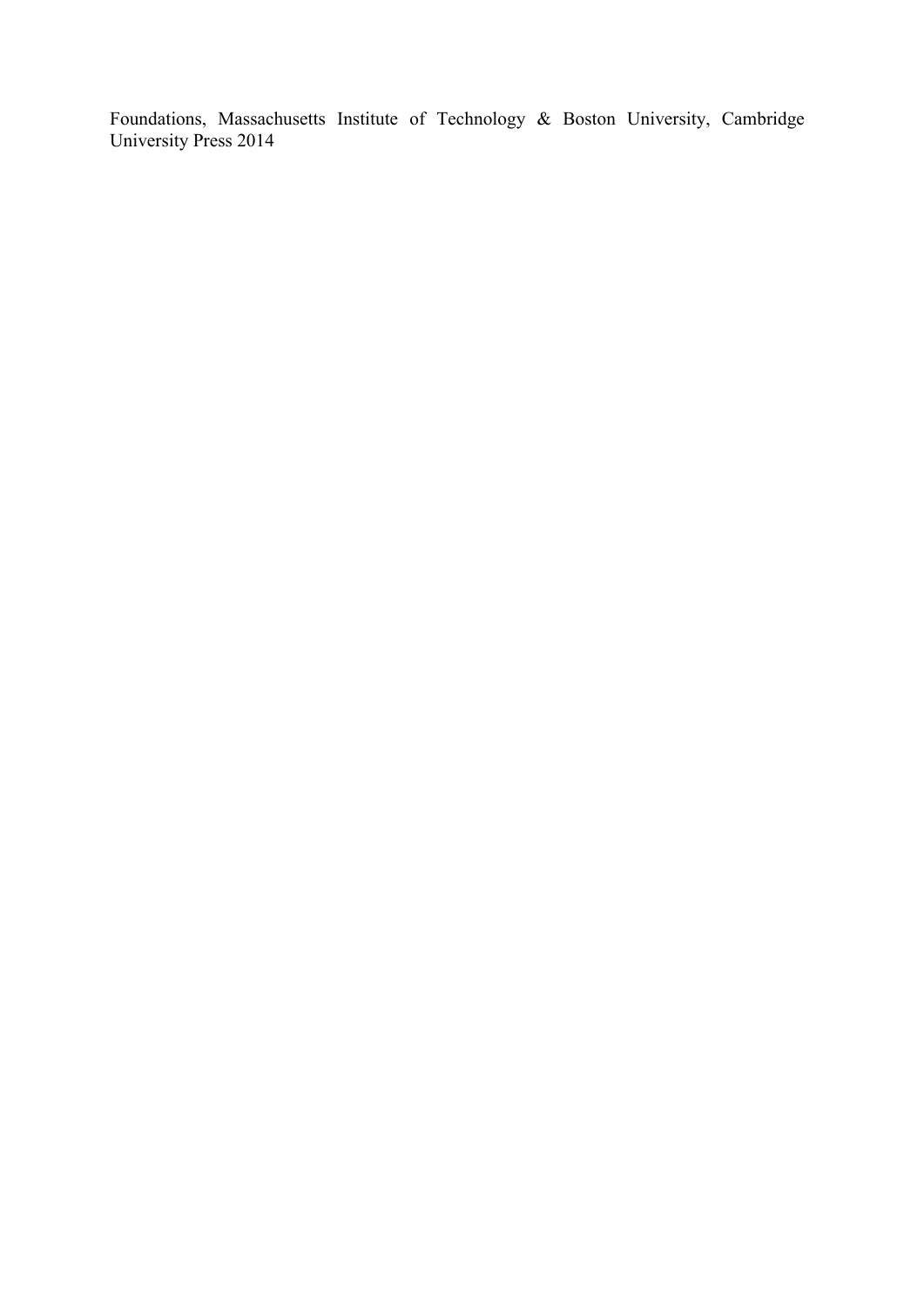Foundations, Massachusetts Institute of Technology & Boston University, Cambridge University Press 2014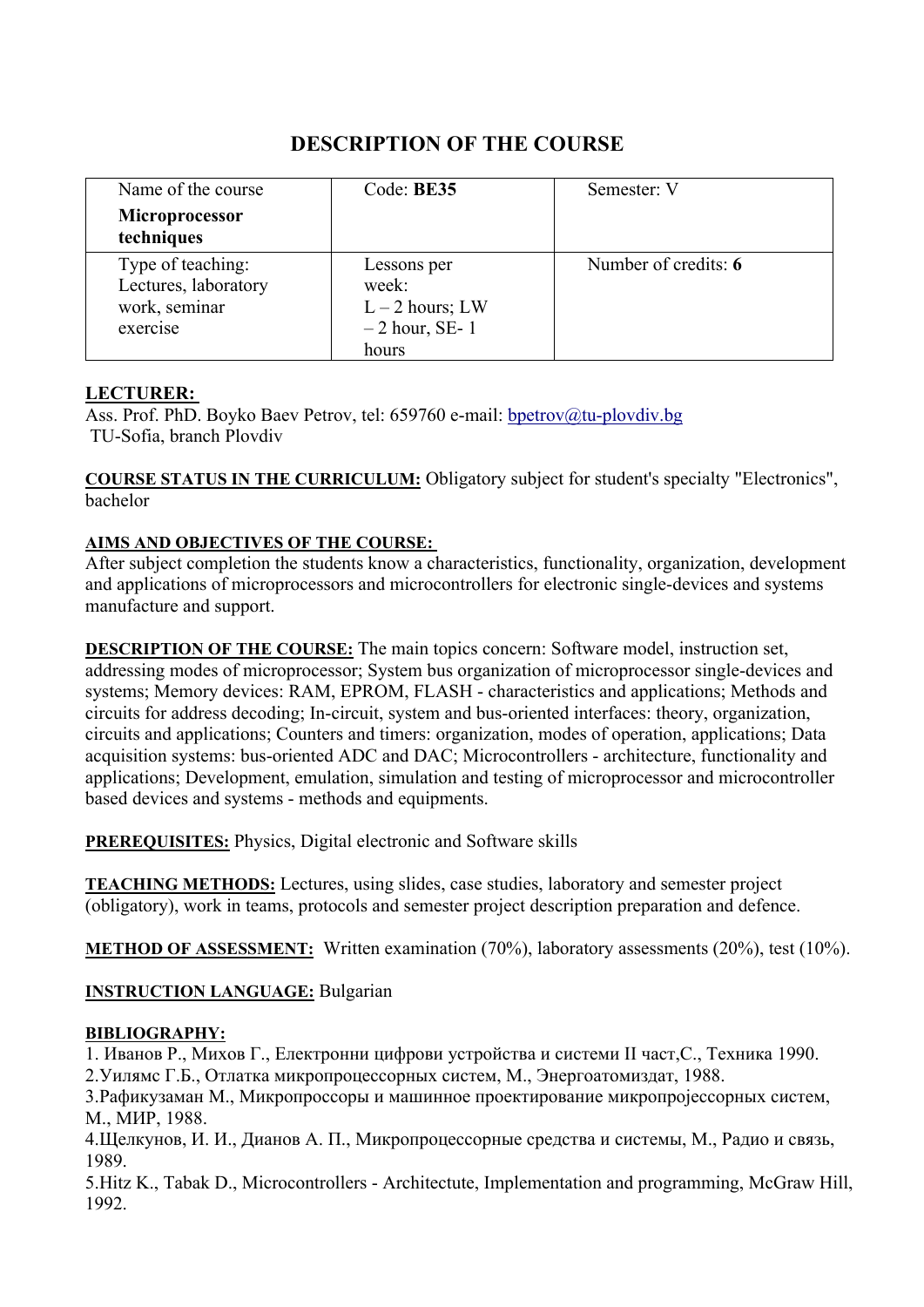# DESCRIPTION OF THE COURSE

| Name of the course **Microprocessor techniques** | Code: **BE35** | Semester: V |
|---|---|---|
| Type of teaching: Lectures, laboratory work, seminar exercise | Lessons per week: L – 2 hours; LW – 2 hour, SE- 1 hours | Number of credits: **6** |

**LECTURER:**

Ass. Prof. PhD. Boyko Baev Petrov, tel: 659760 e-mail: bpetrov@tu-plovdiv.bg
TU-Sofia, branch Plovdiv

**COURSE STATUS IN THE CURRICULUM:** Obligatory subject for student's specialty "Electronics", bachelor

**AIMS AND OBJECTIVES OF THE COURSE:**

After subject completion the students know a characteristics, functionality, organization, development and applications of microprocessors and microcontrollers for electronic single-devices and systems manufacture and support.

**DESCRIPTION OF THE COURSE:** The main topics concern: Software model, instruction set, addressing modes of microprocessor; System bus organization of microprocessor single-devices and systems; Memory devices: RAM, EPROM, FLASH - characteristics and applications; Methods and circuits for address decoding; In-circuit, system and bus-oriented interfaces: theory, organization, circuits and applications; Counters and timers: organization, modes of operation, applications; Data acquisition systems: bus-oriented ADC and DAC; Microcontrollers - architecture, functionality and applications; Development, emulation, simulation and testing of microprocessor and microcontroller based devices and systems - methods and equipments.

**PREREQUISITES:** Physics, Digital electronic and Software skills

**TEACHING METHODS:** Lectures, using slides, case studies, laboratory and semester project (obligatory), work in teams, protocols and semester project description preparation and defence.

**METHOD OF ASSESSMENT:** Written examination (70%), laboratory assessments (20%), test (10%).

**INSTRUCTION LANGUAGE:** Bulgarian

**BIBLIOGRAPHY:**

1. Иванов Р., Михов Г., Електронни цифрови устройства и системи II част,С., Техника 1990.
2. Уилямс Г.Б., Отлатка микропроцессорных систем, М., Энергоатомиздат, 1988.
3. Рафикузаман М., Микропроссоры и машинное проектирование микропројессорных систем, М., МИР, 1988.
4. Щелкунов, И. И., Дианов А. П., Микропроцессорные средства и системы, М., Радио и связь, 1989.
5. Hitz K., Tabak D., Microcontrollers - Architectute, Implementation and programming, McGraw Hill, 1992.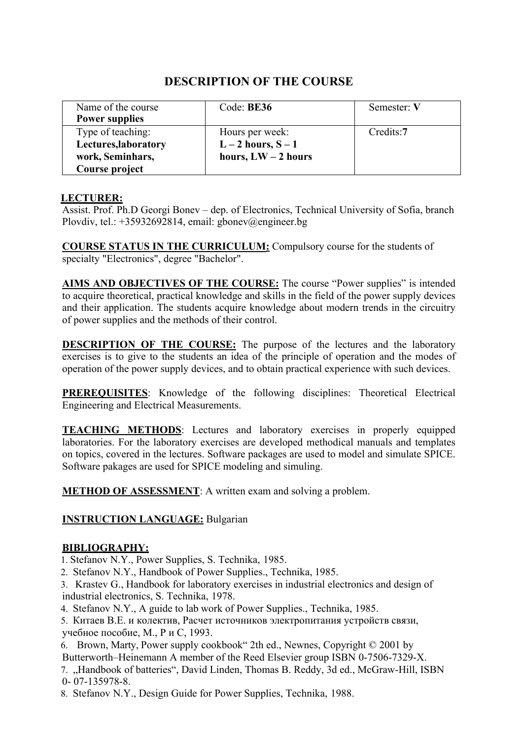# DESCRIPTION OF THE COURSE

| Name of the course **Power supplies** | Code: **BE36** | Semester: **V** |
|---|---|---|
| Type of teaching: **Lectures,laboratory work, Seminhars, Course project** | Hours per week: **L – 2 hours, S – 1 hours, LW – 2 hours** | Credits:**7** |

**LECTURER:**
Assist. Prof. Ph.D Georgi Bonev – dep. of Electronics, Technical University of Sofia, branch Plovdiv, tel.: +35932692814, email: gbonev@engineer.bg

**COURSE STATUS IN THE CURRICULUM:** Compulsory course for the students of specialty "Electronics", degree "Bachelor".

**AIMS AND OBJECTIVES OF THE COURSE:** The course "Power supplies" is intended to acquire theoretical, practical knowledge and skills in the field of the power supply devices and their application. The students acquire knowledge about modern trends in the circuitry of power supplies and the methods of their control.

**DESCRIPTION OF THE COURSE:** The purpose of the lectures and the laboratory exercises is to give to the students an idea of the principle of operation and the modes of operation of the power supply devices, and to obtain practical experience with such devices.

**PREREQUISITES**: Knowledge of the following disciplines: Theoretical Electrical Engineering and Electrical Measurements.

**TEACHING METHODS**: Lectures and laboratory exercises in properly equipped laboratories. For the laboratory exercises are developed methodical manuals and templates on topics, covered in the lectures. Software packages are used to model and simulate SPICE. Software pakages are used for SPICE modeling and simuling.

**METHOD OF ASSESSMENT**: A written exam and solving a problem.

**INSTRUCTION LANGUAGE:** Bulgarian

**BIBLIOGRAPHY:**

1. Stefanov N.Y., Power Supplies, S. Technika, 1985.
2. Stefanov N.Y., Handbook of Power Supplies., Technika, 1985.
3. Krastev G., Handbook for laboratory exercises in industrial electronics and design of industrial electronics, S. Technika, 1978.
4. Stefanov N.Y., A guide to lab work of Power Supplies., Technika, 1985.
5. Китаев В.Е. и колектив, Расчет источников электропитания устройств связи, учебное пособие, М., Р и С, 1993.
6. Brown, Marty, Power supply cookbook" 2th ed., Newnes, Copyright © 2001 by Butterworth–Heinemann A member of the Reed Elsevier group ISBN 0-7506-7329-X.
7. „Handbook of batteries", David Linden, Thomas B. Reddy, 3d ed., McGraw-Hill, ISBN 0- 07-135978-8.
8. Stefanov N.Y., Design Guide for Power Supplies, Technika, 1988.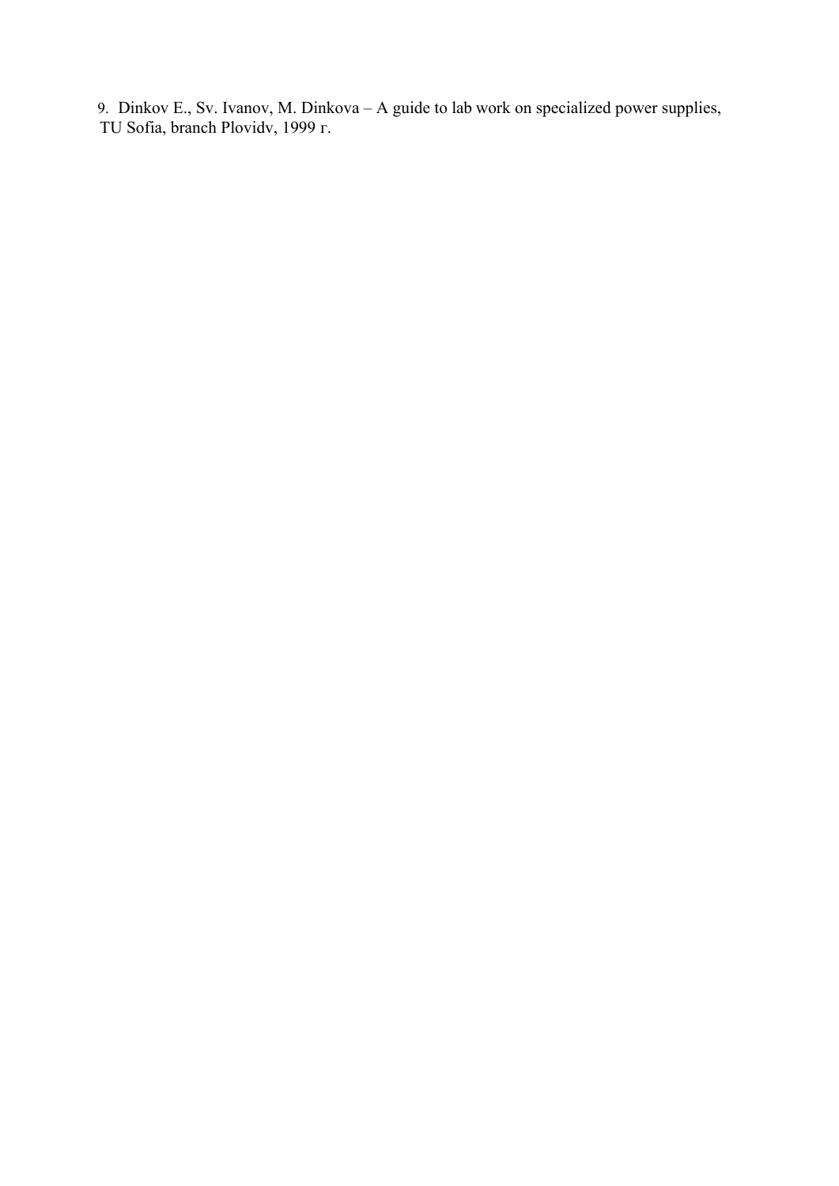9. Dinkov E., Sv. Ivanov, M. Dinkova – A guide to lab work on specialized power supplies, TU Sofia, branch Plovidv, 1999 г.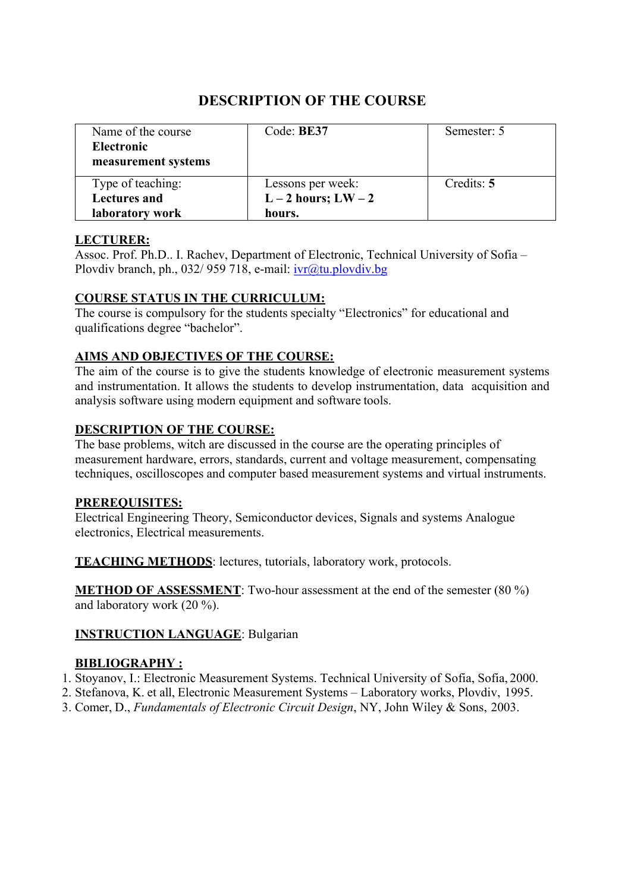# DESCRIPTION OF THE COURSE

| Name of the course **Electronic measurement systems** | Code: **BE37** | Semester: 5 |
|---|---|---|
| Type of teaching: **Lectures and laboratory work** | Lessons per week: **L – 2 hours; LW – 2 hours.** | Credits: **5** |

**LECTURER:**
Assoc. Prof. Ph.D.. I. Rachev, Department of Electronic, Technical University of Sofia – Plovdiv branch, ph., 032/ 959 718, e-mail: ivr@tu.plovdiv.bg

**COURSE STATUS IN THE CURRICULUM:**
The course is compulsory for the students specialty "Electronics" for educational and qualifications degree "bachelor".

**AIMS AND OBJECTIVES OF THE COURSE:**
The aim of the course is to give the students knowledge of electronic measurement systems and instrumentation. It allows the students to develop instrumentation, data acquisition and analysis software using modern equipment and software tools.

**DESCRIPTION OF THE COURSE:**
The base problems, witch are discussed in the course are the operating principles of measurement hardware, errors, standards, current and voltage measurement, compensating techniques, oscilloscopes and computer based measurement systems and virtual instruments.

**PREREQUISITES:**
Electrical Engineering Theory, Semiconductor devices, Signals and systems Analogue electronics, Electrical measurements.

**TEACHING METHODS**: lectures, tutorials, laboratory work, protocols.

**METHOD OF ASSESSMENT**: Two-hour assessment at the end of the semester (80 %) and laboratory work (20 %).

**INSTRUCTION LANGUAGE**: Bulgarian

**BIBLIOGRAPHY :**

1. Stoyanov, I.: Electronic Measurement Systems. Technical University of Sofia, Sofia, 2000.
2. Stefanova, K. et all, Electronic Measurement Systems – Laboratory works, Plovdiv, 1995.
3. Comer, D., *Fundamentals of Electronic Circuit Design*, NY, John Wiley & Sons, 2003.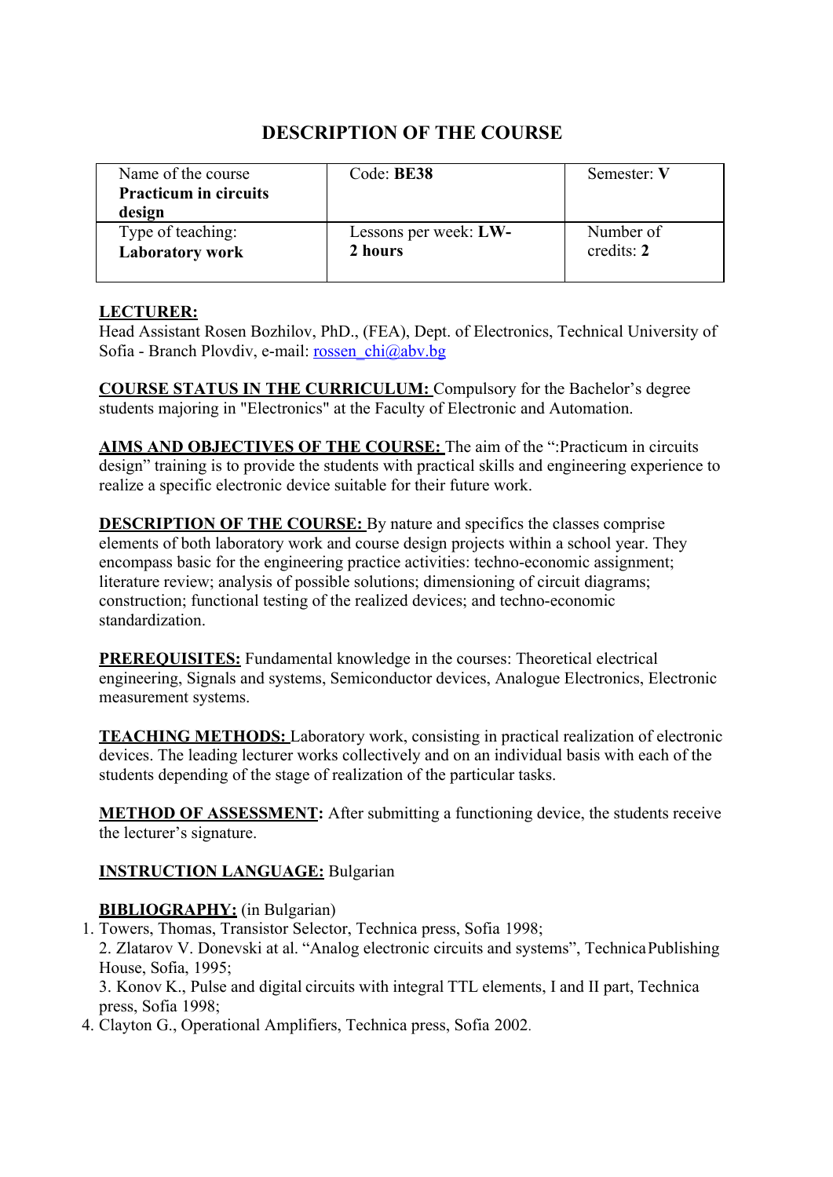# DESCRIPTION OF THE COURSE

| Name of the course **Practicum in circuits design** | Code: **BE38** | Semester: **V** |
|---|---|---|
| Type of teaching: **Laboratory work** | Lessons per week: **LW-2 hours** | Number of credits: **2** |

**LECTURER:**
Head Assistant Rosen Bozhilov, PhD., (FEA), Dept. of Electronics, Technical University of Sofia - Branch Plovdiv, e-mail: rossen_chi@abv.bg

**COURSE STATUS IN THE CURRICULUM:** Compulsory for the Bachelor's degree students majoring in "Electronics" at the Faculty of Electronic and Automation.

**AIMS AND OBJECTIVES OF THE COURSE:** The aim of the ":Practicum in circuits design" training is to provide the students with practical skills and engineering experience to realize a specific electronic device suitable for their future work.

**DESCRIPTION OF THE COURSE:** By nature and specifics the classes comprise elements of both laboratory work and course design projects within a school year. They encompass basic for the engineering practice activities: techno-economic assignment; literature review; analysis of possible solutions; dimensioning of circuit diagrams; construction; functional testing of the realized devices; and techno-economic standardization.

**PREREQUISITES:** Fundamental knowledge in the courses: Theoretical electrical engineering, Signals and systems, Semiconductor devices, Analogue Electronics, Electronic measurement systems.

**TEACHING METHODS:** Laboratory work, consisting in practical realization of electronic devices. The leading lecturer works collectively and on an individual basis with each of the students depending of the stage of realization of the particular tasks.

**METHOD OF ASSESSMENT:** After submitting a functioning device, the students receive the lecturer's signature.

**INSTRUCTION LANGUAGE:** Bulgarian

**BIBLIOGRAPHY:** (in Bulgarian)

1. Towers, Thomas, Transistor Selector, Technica press, Sofia 1998;
2. Zlatarov V. Donevski at al. "Analog electronic circuits and systems", Technica Publishing House, Sofia, 1995;
3. Konov K., Pulse and digital circuits with integral TTL elements, I and II part, Technica press, Sofia 1998;
4. Clayton G., Operational Amplifiers, Technica press, Sofia 2002.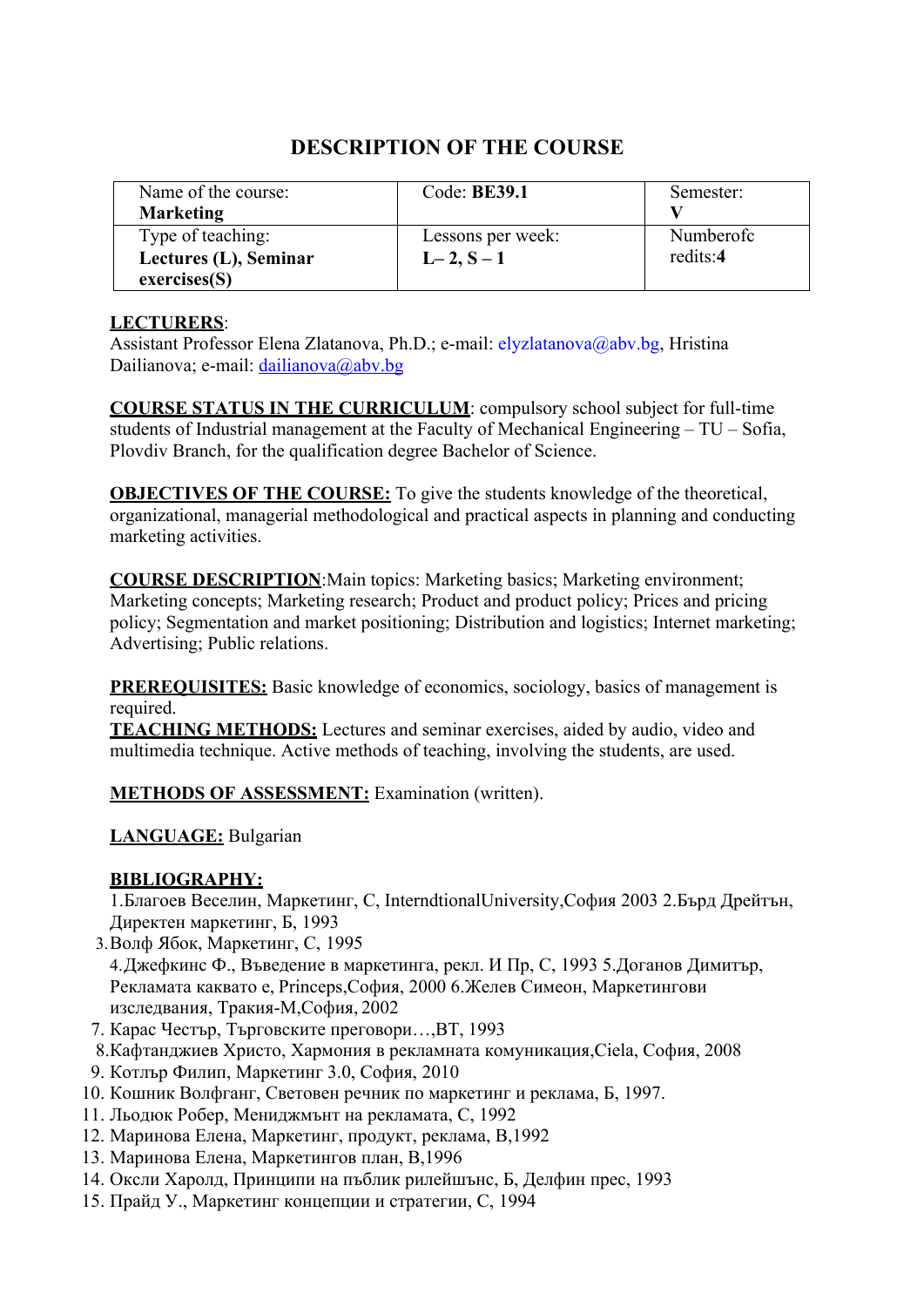# DESCRIPTION OF THE COURSE

| Name of the course: **Marketing** | Code: **BE39.1** | Semester: **V** |
|---|---|---|
| Type of teaching: **Lectures (L), Seminar exercises(S)** | Lessons per week: **L– 2, S – 1** | Numberofc redits:**4** |

**LECTURERS**: Assistant Professor Elena Zlatanova, Ph.D.; e-mail: elyzlatanova@abv.bg, Hristina Dailianova; e-mail: dailianova@abv.bg

**COURSE STATUS IN THE CURRICULUM**: compulsory school subject for full-time students of Industrial management at the Faculty of Mechanical Engineering – TU – Sofia, Plovdiv Branch, for the qualification degree Bachelor of Science.

**OBJECTIVES OF THE COURSE:** To give the students knowledge of the theoretical, organizational, managerial methodological and practical aspects in planning and conducting marketing activities.

**COURSE DESCRIPTION**:Main topics: Marketing basics; Marketing environment; Marketing concepts; Marketing research; Product and product policy; Prices and pricing policy; Segmentation and market positioning; Distribution and logistics; Internet marketing; Advertising; Public relations.

**PREREQUISITES:** Basic knowledge of economics, sociology, basics of management is required.

**TEACHING METHODS:** Lectures and seminar exercises, aided by audio, video and multimedia technique. Active methods of teaching, involving the students, are used.

**METHODS OF ASSESSMENT:** Examination (written).

**LANGUAGE:** Bulgarian

**BIBLIOGRAPHY:**

1.Благоев Веселин, Маркетинг, С, InterndtionalUniversity,София 2003 2.Бърд Дрейтън, Директен маркетинг, Б, 1993
3.Волф Ябок, Маркетинг, С, 1995
4.Джефкинс Ф., Въведение в маркетинга, рекл. И Пр, С, 1993 5.Доганов Димитър, Рекламата каквато е, Princeps,София, 2000 6.Желев Симеон, Маркетингови изследвания, Тракия-М,София, 2002
7. Карас Честър, Търговските преговори…,ВТ, 1993
8.Кафтанджиев Христо, Хармония в рекламната комуникация,Ciela, София, 2008
9. Котлър Филип, Маркетинг 3.0, София, 2010
10. Кошник Волфганг, Световен речник по маркетинг и реклама, Б, 1997.
11. Льодюк Робер, Мениджмънт на рекламата, С, 1992
12. Маринова Елена, Маркетинг, продукт, реклама, В,1992
13. Маринова Елена, Маркетингов план, В,1996
14. Оксли Харолд, Принципи на пъблик рилейшънс, Б, Делфин прес, 1993
15. Прайд У., Маркетинг концепции и стратегии, С, 1994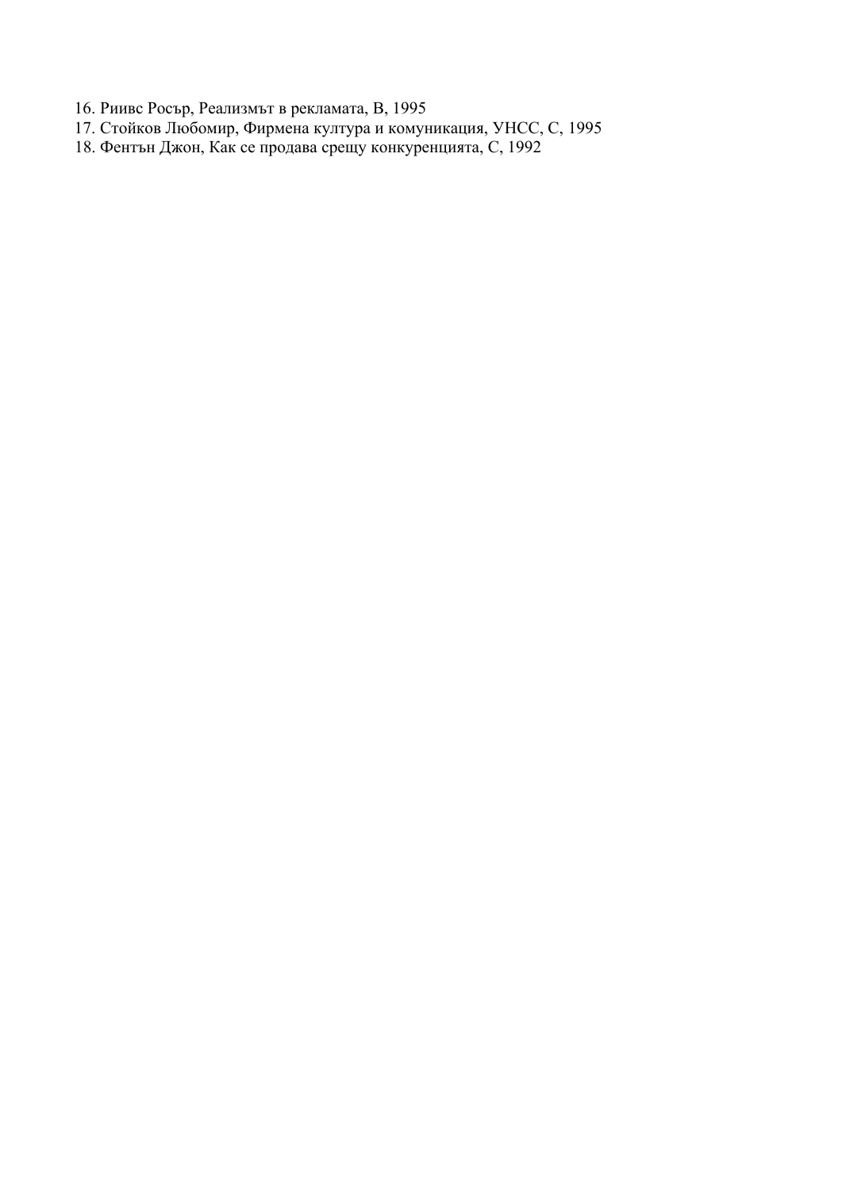16. Риивс Росър, Реализмът в рекламата, В, 1995
17. Стойков Любомир, Фирмена култура и комуникация, УНСС, С, 1995
18. Фентън Джон, Как се продава срещу конкуренцията, С, 1992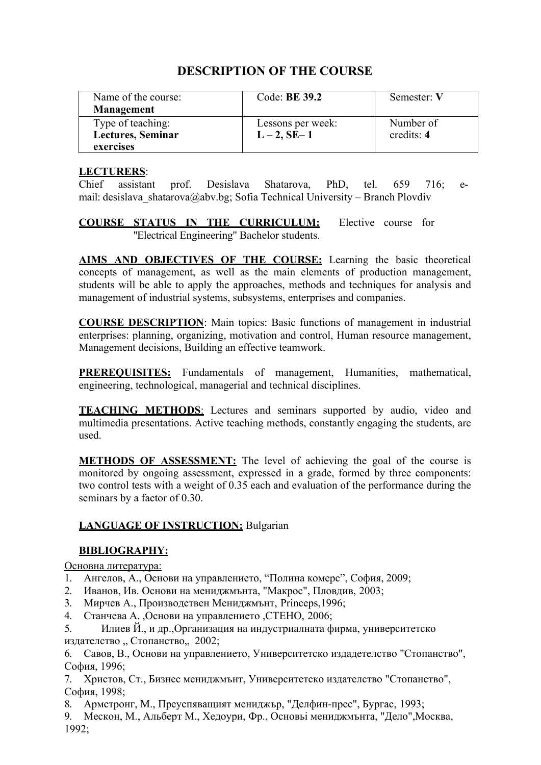# DESCRIPTION OF THE COURSE

| Name of the course: **Management** | Code: **BE 39.2** | Semester: **V** |
|---|---|---|
| Type of teaching: **Lectures, Seminar exercises** | Lessons per week: **L – 2, SE– 1** | Number of credits: **4** |

**LECTURERS**:
Chief assistant prof. Desislava Shatarova, PhD, tel. 659 716; e-mail: desislava_shatarova@abv.bg; Sofia Technical University – Branch Plovdiv

**COURSE STATUS IN THE CURRICULUM:** Elective course for "Electrical Engineering" Bachelor students.

**AIMS AND OBJECTIVES OF THE COURSE:** Learning the basic theoretical concepts of management, as well as the main elements of production management, students will be able to apply the approaches, methods and techniques for analysis and management of industrial systems, subsystems, enterprises and companies.

**COURSE DESCRIPTION**: Main topics: Basic functions of management in industrial enterprises: planning, organizing, motivation and control, Human resource management, Management decisions, Building an effective teamwork.

**PREREQUISITES:** Fundamentals of management, Humanities, mathematical, engineering, technological, managerial and technical disciplines.

**TEACHING METHODS**: Lectures and seminars supported by audio, video and multimedia presentations. Active teaching methods, constantly engaging the students, are used.

**METHODS OF ASSESSMENT:** The level of achieving the goal of the course is monitored by ongoing assessment, expressed in a grade, formed by three components: two control tests with a weight of 0.35 each and evaluation of the performance during the seminars by a factor of 0.30.

**LANGUAGE OF INSTRUCTION:** Bulgarian

**BIBLIOGRAPHY:**

Основна литература:

1. Ангелов, А., Основи на управлението, "Полина комерс", София, 2009;
2. Иванов, Ив. Основи на мениджмънта, "Макрос", Пловдив, 2003;
3. Мирчев А., Производствен Мениджмънт, Princeps,1996;
4. Станчева А. ,Основи на управлението ,СТЕНО, 2006;
5. Илиев Й., и др.,Организация на индустриалната фирма, университетско издателство „ Стопанство,, 2002;
6. Савов, В., Основи на управлението, Университетско издателство "Стопанство", София, 1996;
7. Христов, Ст., Бизнес мениджмънт, Университетско издателство "Стопанство", София, 1998;
8. Армстронг, М., Преуспяващият мениджър, "Делфин-прес", Бургас, 1993;
9. Мескон, М., Альберт М., Хедоури, Фр., Основьі мениджмънта, "Дело",Москва, 1992;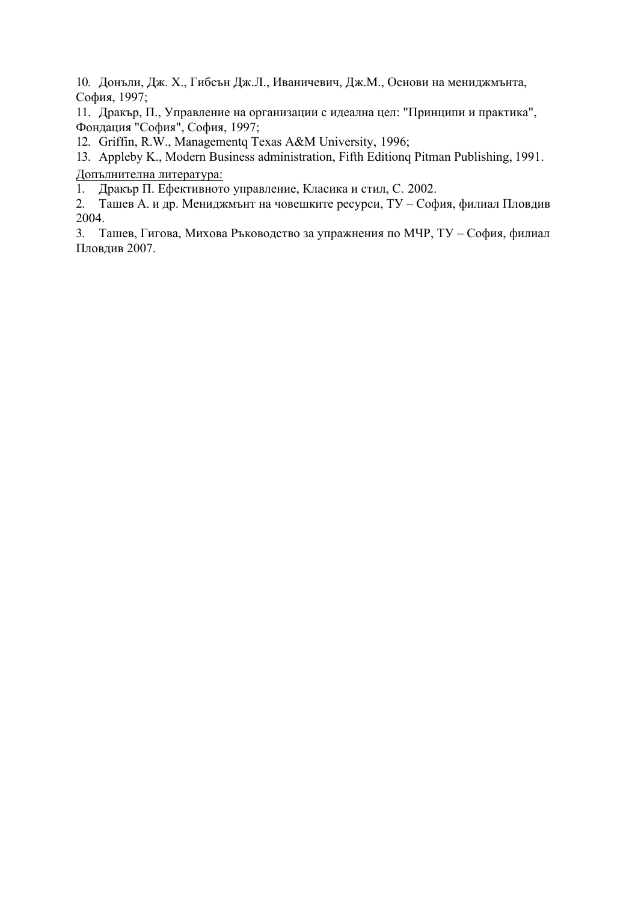10. Донъли, Дж. Х., Гибсън Дж.Л., Иваничевич, Дж.М., Основи на мениджмънта, София, 1997;
11. Дракър, П., Управление на организации с идеална цел: "Принципи и практика", Фондация "София", София, 1997;
12. Griffin, R.W., Managementq Texas A&M University, 1996;
13. Appleby K., Modern Business administration, Fifth Editionq Pitman Publishing, 1991.

<u>Допълнителна литература:</u>

1. Дракър П. Ефективното управление, Класика и стил, С. 2002.
2. Ташев А. и др. Мениджмънт на човешките ресурси, ТУ – София, филиал Пловдив 2004.
3. Ташев, Гигова, Михова Ръководство за упражнения по МЧР, ТУ – София, филиал Пловдив 2007.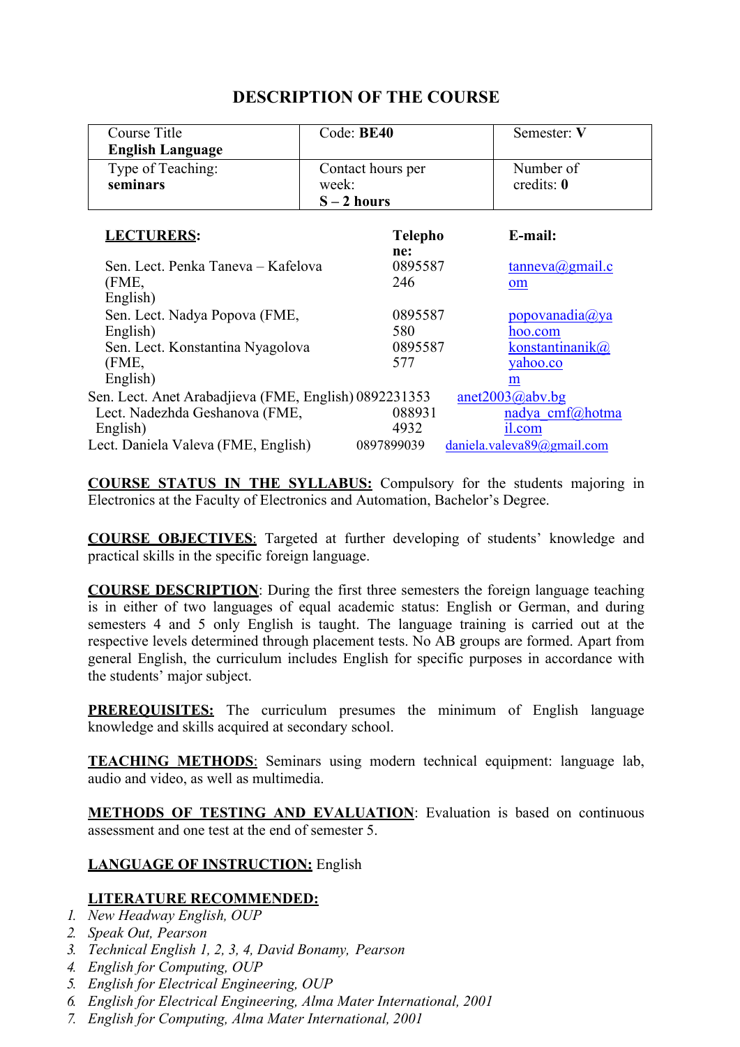# DESCRIPTION OF THE COURSE

| Course Title **English Language** | Code: **BE40** | Semester: **V** |
|---|---|---|
| Type of Teaching: **seminars** | Contact hours per week: **S – 2 hours** | Number of credits: **0** |

| **LECTURERS:** | **Telephone:** | **E-mail:** |
|---|---|---|
| Sen. Lect. Penka Taneva – Kafelova (FME, English) | 0895587246 | tanneva@gmail.com |
| Sen. Lect. Nadya Popova (FME, English) | 0895587580 | popovanadia@yahoo.com |
| Sen. Lect. Konstantina Nyagolova (FME, English) | 0895587577 | konstantinanik@yahoo.com |
| Sen. Lect. Anet Arabadjieva (FME, English) | 0892231353 | anet2003@abv.bg |
| Lect. Nadezhda Geshanova (FME, English) | 0889314932 | nadya_cmf@hotmail.com |
| Lect. Daniela Valeva (FME, English) | 0897899039 | daniela.valeva89@gmail.com |

**COURSE STATUS IN THE SYLLABUS:** Compulsory for the students majoring in Electronics at the Faculty of Electronics and Automation, Bachelor's Degree.

**COURSE OBJECTIVES**: Targeted at further developing of students' knowledge and practical skills in the specific foreign language.

**COURSE DESCRIPTION**: During the first three semesters the foreign language teaching is in either of two languages of equal academic status: English or German, and during semesters 4 and 5 only English is taught. The language training is carried out at the respective levels determined through placement tests. No AB groups are formed. Apart from general English, the curriculum includes English for specific purposes in accordance with the students' major subject.

**PREREQUISITES:** The curriculum presumes the minimum of English language knowledge and skills acquired at secondary school.

**TEACHING METHODS**: Seminars using modern technical equipment: language lab, audio and video, as well as multimedia.

**METHODS OF TESTING AND EVALUATION**: Evaluation is based on continuous assessment and one test at the end of semester 5.

**LANGUAGE OF INSTRUCTION:** English

**LITERATURE RECOMMENDED:**

1. *New Headway English, OUP*
2. *Speak Out, Pearson*
3. *Technical English 1, 2, 3, 4, David Bonamy, Pearson*
4. *English for Computing, OUP*
5. *English for Electrical Engineering, OUP*
6. *English for Electrical Engineering, Alma Mater International, 2001*
7. *English for Computing, Alma Mater International, 2001*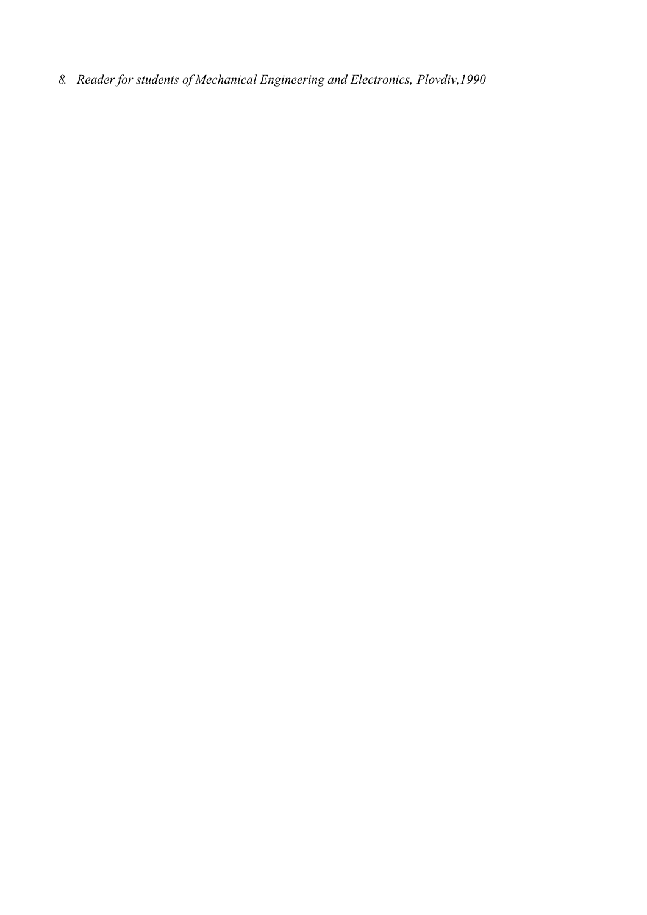8. *Reader for students of Mechanical Engineering and Electronics, Plovdiv,1990*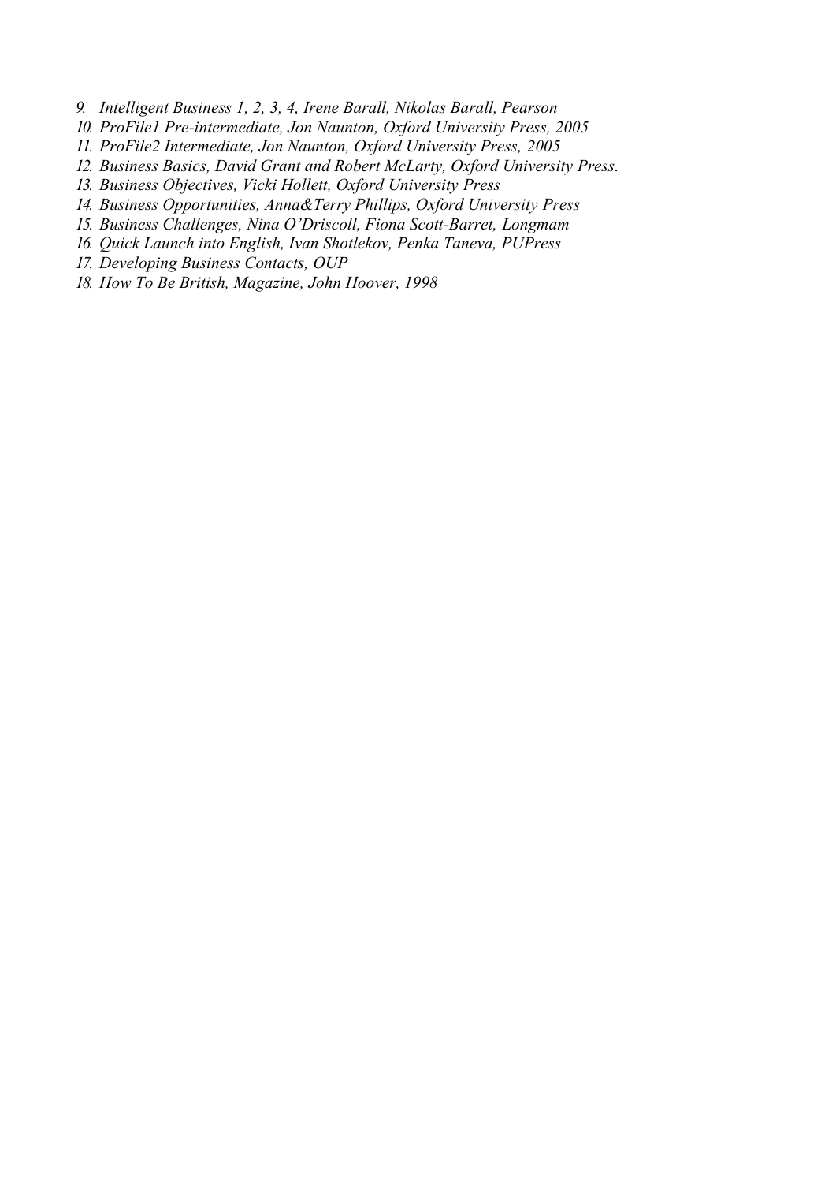9. *Intelligent Business 1, 2, 3, 4, Irene Barall, Nikolas Barall, Pearson*
10. *ProFile1 Pre-intermediate, Jon Naunton, Oxford University Press, 2005*
11. *ProFile2 Intermediate, Jon Naunton, Oxford University Press, 2005*
12. *Business Basics, David Grant and Robert McLarty, Oxford University Press.*
13. *Business Objectives, Vicki Hollett, Oxford University Press*
14. *Business Opportunities, Anna&Terry Phillips, Oxford University Press*
15. *Business Challenges, Nina O'Driscoll, Fiona Scott-Barret, Longmam*
16. *Quick Launch into English, Ivan Shotlekov, Penka Taneva, PUPress*
17. *Developing Business Contacts, OUP*
18. *How To Be British, Magazine, John Hoover, 1998*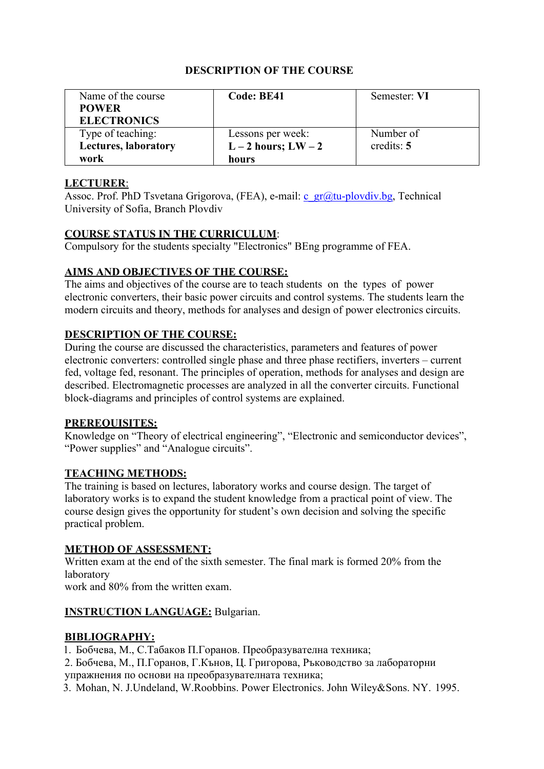# DESCRIPTION OF THE COURSE

| Name of the course **POWER ELECTRONICS** | **Code: BE41** | Semester: **VI** |
|---|---|---|
| Type of teaching: **Lectures, laboratory work** | Lessons per week: **L – 2 hours; LW – 2 hours** | Number of credits: **5** |

**LECTURER**:

Assoc. Prof. PhD Tsvetana Grigorova, (FEA), e-mail: c_gr@tu-plovdiv.bg, Technical University of Sofia, Branch Plovdiv

**COURSE STATUS IN THE CURRICULUM**:

Compulsory for the students specialty "Electronics" BEng programme of FEA.

**AIMS AND OBJECTIVES OF THE COURSE:**

The aims and objectives of the course are to teach students on the types of power electronic converters, their basic power circuits and control systems. The students learn the modern circuits and theory, methods for analyses and design of power electronics circuits.

**DESCRIPTION OF THE COURSE:**

During the course are discussed the characteristics, parameters and features of power electronic converters: controlled single phase and three phase rectifiers, inverters – current fed, voltage fed, resonant. The principles of operation, methods for analyses and design are described. Electromagnetic processes are analyzed in all the converter circuits. Functional block-diagrams and principles of control systems are explained.

**PREREQUISITES:**

Knowledge on “Theory of electrical engineering”, “Electronic and semiconductor devices”, “Power supplies” and “Analogue circuits”.

**TEACHING METHODS:**

The training is based on lectures, laboratory works and course design. The target of laboratory works is to expand the student knowledge from a practical point of view. The course design gives the opportunity for student’s own decision and solving the specific practical problem.

**METHOD OF ASSESSMENT:**

Written exam at the end of the sixth semester. The final mark is formed 20% from the laboratory
work and 80% from the written exam.

**INSTRUCTION LANGUAGE:** Bulgarian.

**BIBLIOGRAPHY:**

1. Бобчева, М., С.Табаков П.Горанов. Преобразувателна техника;
2. Бобчева, М., П.Горанов, Г.Кънов, Ц. Григорова, Ръководство за лабораторни упражнения по основи на преобразувателната техника;
3. Mohan, N. J.Undeland, W.Roobbins. Power Electronics. John Wiley&Sons. NY. 1995.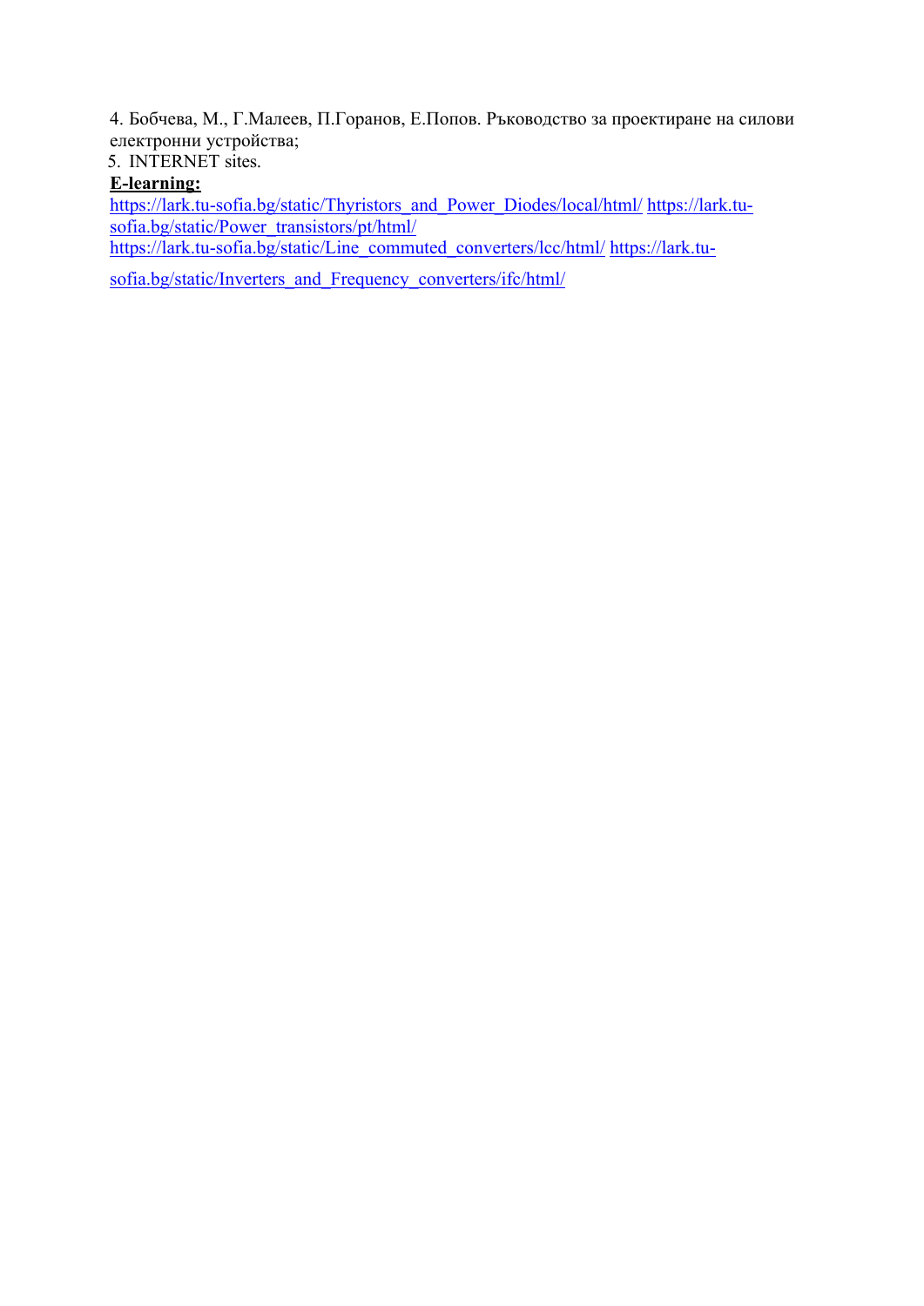4. Бобчева, М., Г.Малеев, П.Горанов, Е.Попов. Ръководство за проектиране на силови електронни устройства;
5. INTERNET sites.

**E-learning:**

https://lark.tu-sofia.bg/static/Thyristors_and_Power_Diodes/local/html/ https://lark.tu-sofia.bg/static/Power_transistors/pt/html/
https://lark.tu-sofia.bg/static/Line_commuted_converters/lcc/html/ https://lark.tu-sofia.bg/static/Inverters_and_Frequency_converters/ifc/html/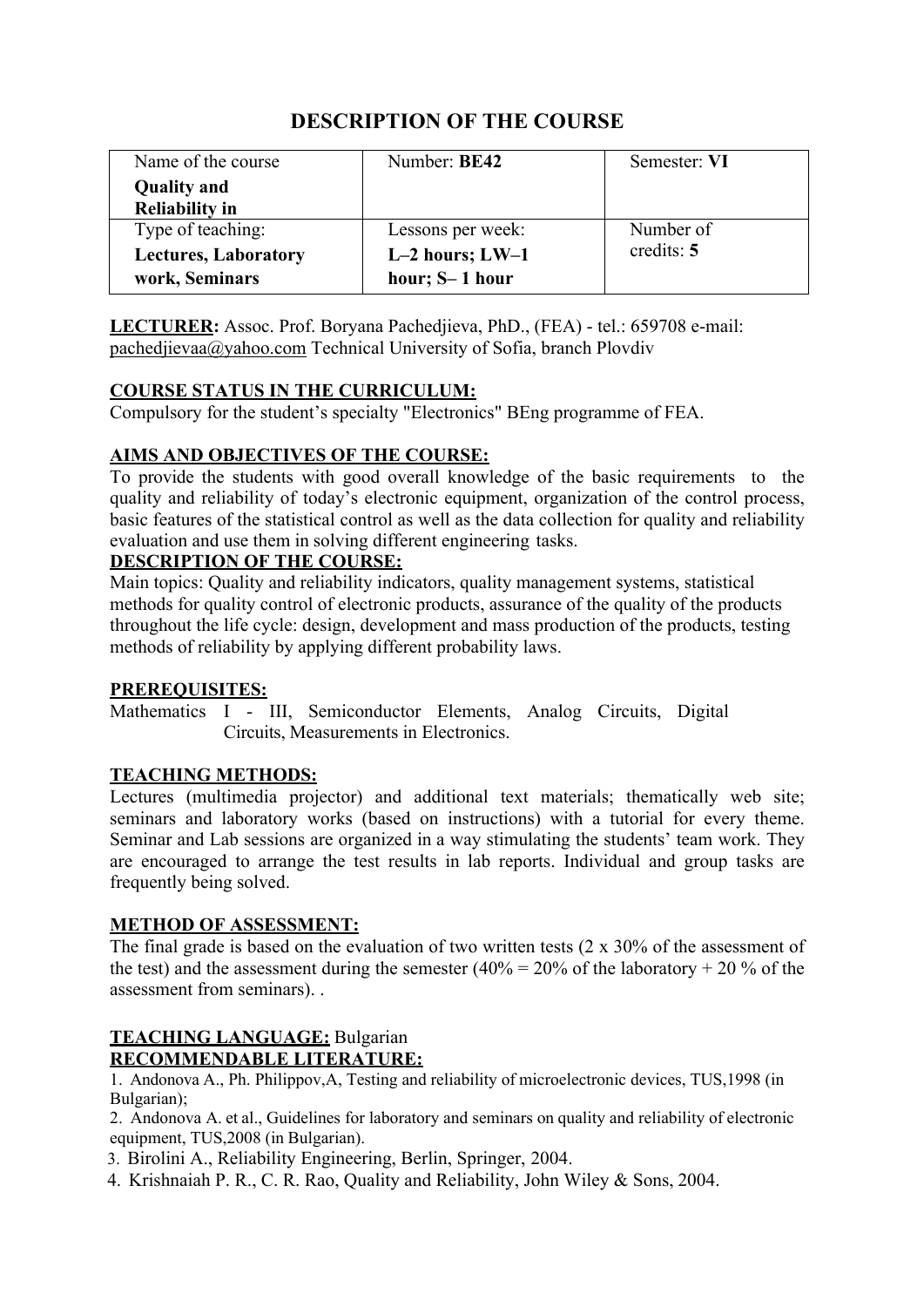# DESCRIPTION OF THE COURSE

| Name of the course **Quality and Reliability in** | Number: **BE42** | Semester: **VI** |
|---|---|---|
| Type of teaching: **Lectures, Laboratory work, Seminars** | Lessons per week: **L–2 hours; LW–1 hour; S– 1 hour** | Number of credits: **5** |

**LECTURER:** Assoc. Prof. Boryana Pachedjieva, PhD., (FEA) - tel.: 659708 e-mail: pachedjievaa@yahoo.com Technical University of Sofia, branch Plovdiv

**COURSE STATUS IN THE CURRICULUM:**
Compulsory for the student's specialty "Electronics" BEng programme of FEA.

**AIMS AND OBJECTIVES OF THE COURSE:**
To provide the students with good overall knowledge of the basic requirements to the quality and reliability of today's electronic equipment, organization of the control process, basic features of the statistical control as well as the data collection for quality and reliability evaluation and use them in solving different engineering tasks.

**DESCRIPTION OF THE COURSE:**
Main topics: Quality and reliability indicators, quality management systems, statistical methods for quality control of electronic products, assurance of the quality of the products throughout the life cycle: design, development and mass production of the products, testing methods of reliability by applying different probability laws.

**PREREQUISITES:**
Mathematics I - III, Semiconductor Elements, Analog Circuits, Digital Circuits, Measurements in Electronics.

**TEACHING METHODS:**
Lectures (multimedia projector) and additional text materials; thematically web site; seminars and laboratory works (based on instructions) with a tutorial for every theme. Seminar and Lab sessions are organized in a way stimulating the students' team work. They are encouraged to arrange the test results in lab reports. Individual and group tasks are frequently being solved.

**METHOD OF ASSESSMENT:**
The final grade is based on the evaluation of two written tests (2 x 30% of the assessment of the test) and the assessment during the semester (40% = 20% of the laboratory + 20 % of the assessment from seminars). .

**TEACHING LANGUAGE:** Bulgarian

**RECOMMENDABLE LITERATURE:**

1. Andonova A., Ph. Philippov,A, Testing and reliability of microelectronic devices, TUS,1998 (in Bulgarian);
2. Andonova A. et al., Guidelines for laboratory and seminars on quality and reliability of electronic equipment, TUS,2008 (in Bulgarian).
3. Birolini A., Reliability Engineering, Berlin, Springer, 2004.
4. Krishnaiah P. R., C. R. Rao, Quality and Reliability, John Wiley & Sons, 2004.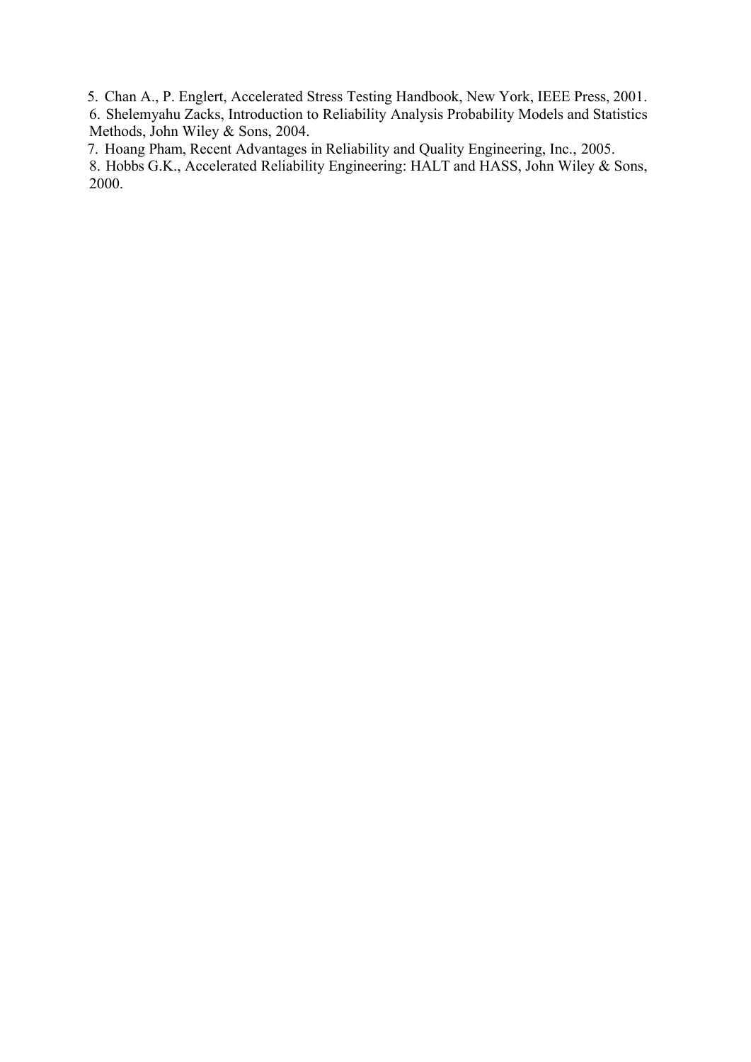5. Chan A., P. Englert, Accelerated Stress Testing Handbook, New York, IEEE Press, 2001.
6. Shelemyahu Zacks, Introduction to Reliability Analysis Probability Models and Statistics Methods, John Wiley & Sons, 2004.
7. Hoang Pham, Recent Advantages in Reliability and Quality Engineering, Inc., 2005.
8. Hobbs G.K., Accelerated Reliability Engineering: HALT and HASS, John Wiley & Sons, 2000.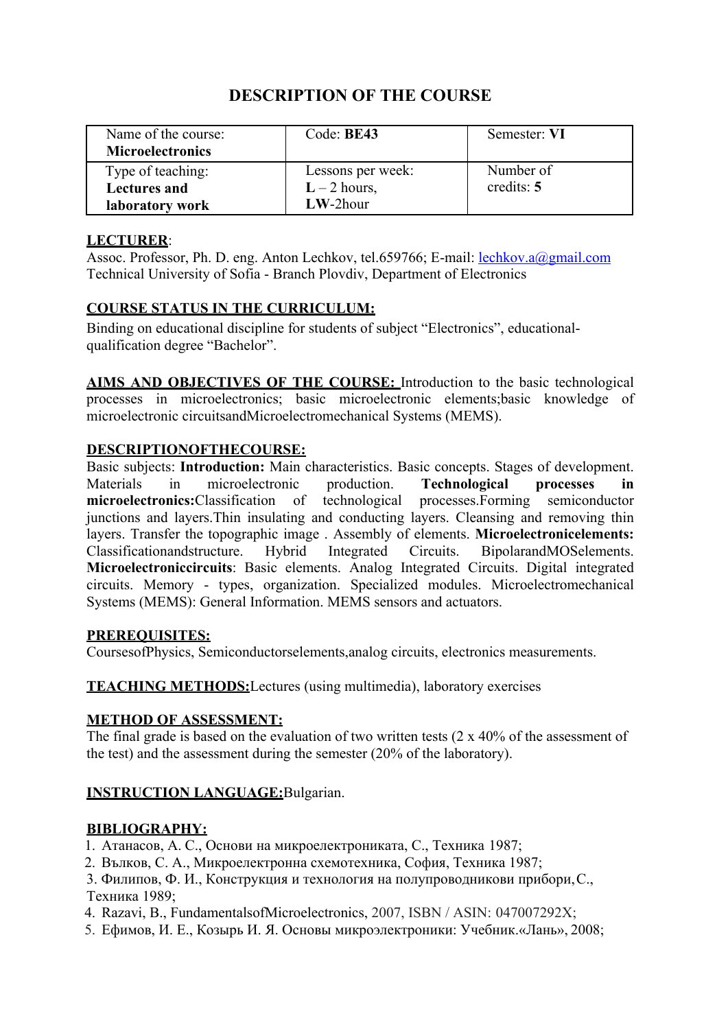# DESCRIPTION OF THE COURSE

| Name of the course: **Microelectronics** | Code: **BE43** | Semester: **VI** |
|---|---|---|
| Type of teaching: **Lectures and laboratory work** | Lessons per week: **L** – 2 hours, **LW**-2hour | Number of credits: **5** |

**LECTURER**:
Assoc. Professor, Ph. D. eng. Anton Lechkov, tel.659766; E-mail: lechkov.a@gmail.com
Technical University of Sofia - Branch Plovdiv, Department of Electronics

**COURSE STATUS IN THE CURRICULUM:**
Binding on educational discipline for students of subject "Electronics", educational-qualification degree "Bachelor".

**AIMS AND OBJECTIVES OF THE COURSE:** Introduction to the basic technological processes in microelectronics; basic microelectronic elements;basic knowledge of microelectronic circuitsandMicroelectromechanical Systems (MEMS).

**DESCRIPTIONOFTHECOURSE:**
Basic subjects: **Introduction:** Main characteristics. Basic concepts. Stages of development. Materials in microelectronic production. **Technological processes in microelectronics:**Classification of technological processes.Forming semiconductor junctions and layers.Thin insulating and conducting layers. Cleansing and removing thin layers. Transfer the topographic image . Assembly of elements. **Microelectronicelements:** Classificationandstructure. Hybrid Integrated Circuits. BipolarandMOSelements. **Microelectroniccircuits**: Basic elements. Analog Integrated Circuits. Digital integrated circuits. Memory - types, organization. Specialized modules. Microelectromechanical Systems (MEMS): General Information. MEMS sensors and actuators.

**PREREQUISITES:**
CoursesofPhysics, Semiconductorselements,analog circuits, electronics measurements.

**TEACHING METHODS:**Lectures (using multimedia), laboratory exercises

**METHOD OF ASSESSMENT:**
The final grade is based on the evaluation of two written tests (2 x 40% of the assessment of the test) and the assessment during the semester (20% of the laboratory).

**INSTRUCTION LANGUAGE:**Bulgarian.

**BIBLIOGRAPHY:**
1. Атанасов, А. С., Основи на микроелектрониката, С., Техника 1987;
2. Вълков, С. А., Микроелектронна схемотехника, София, Техника 1987;
3. Филипов, Ф. И., Конструкция и технология на полупроводникови прибори, С., Техника 1989;
4. Razavi, B., FundamentalsofMicroelectronics, 2007, ISBN / ASIN: 047007292X;
5. Ефимов, И. Е., Козырь И. Я. Основы микроэлектроники: Учебник.«Лань», 2008;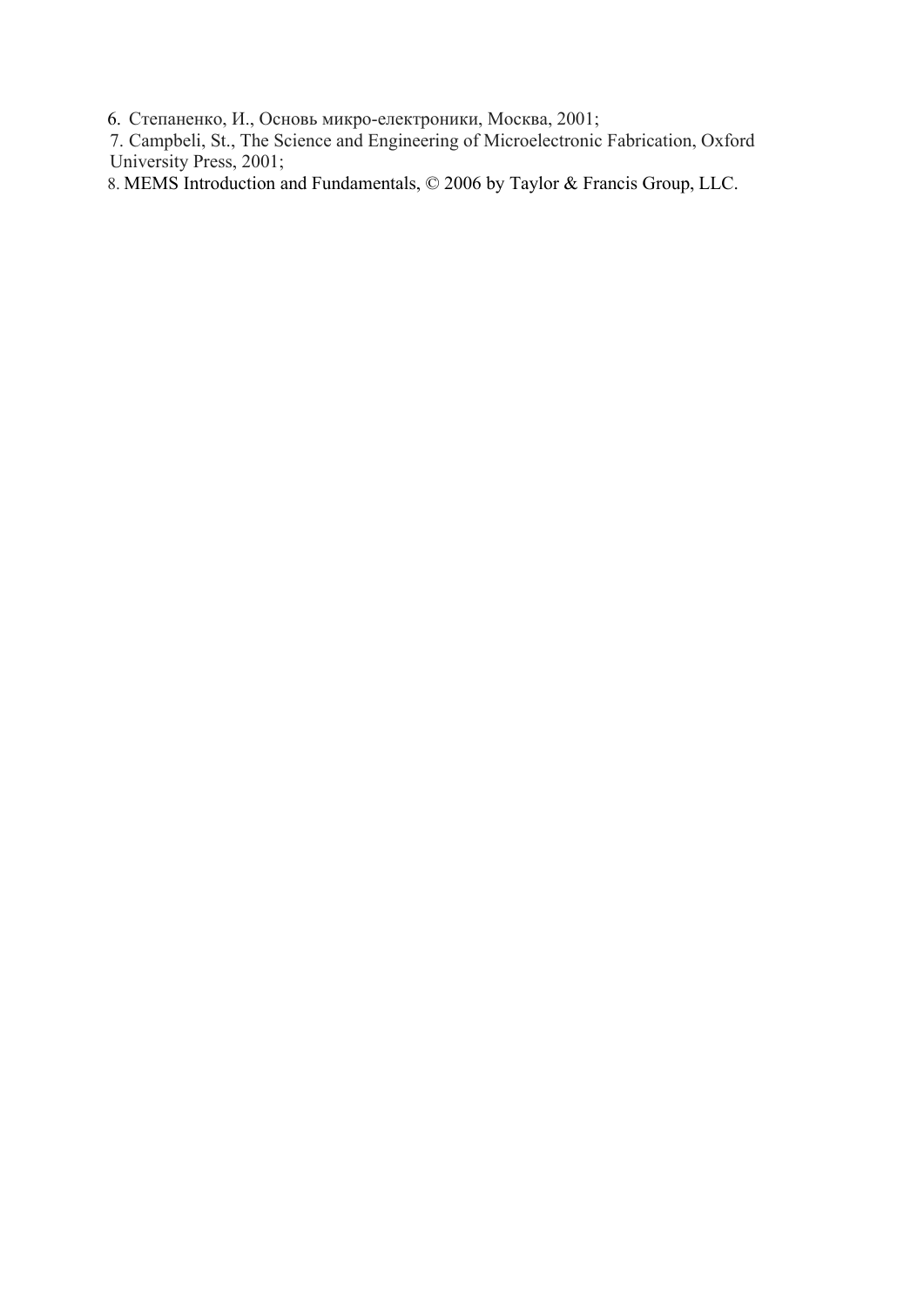6. Степаненко, И., Основь микро-електроники, Москва, 2001;
7. Campbeli, St., The Science and Engineering of Microelectronic Fabrication, Oxford University Press, 2001;
8. MEMS Introduction and Fundamentals, © 2006 by Taylor & Francis Group, LLC.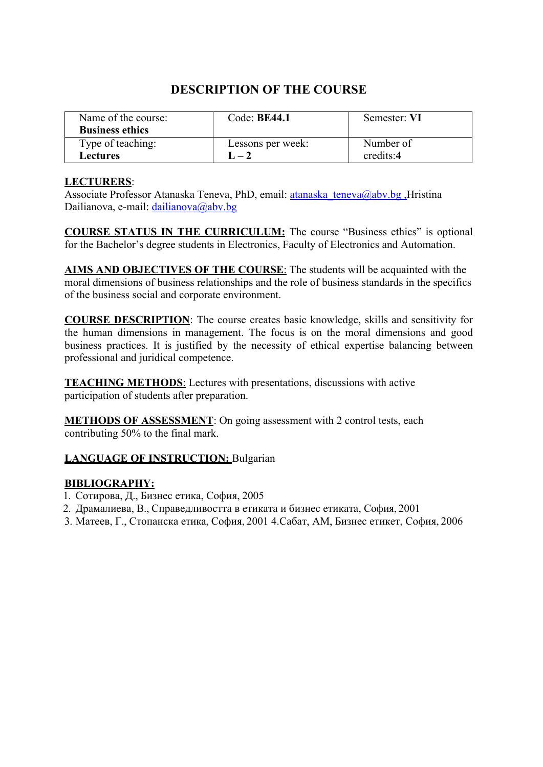# DESCRIPTION OF THE COURSE

| Name of the course: **Business ethics** | Code: **BE44.1** | Semester: **VI** |
|---|---|---|
| Type of teaching: **Lectures** | Lessons per week: **L – 2** | Number of credits:**4** |

**LECTURERS**:
Associate Professor Atanaska Teneva, PhD, email: atanaska_teneva@abv.bg ,Hristina Dailianova, e-mail: dailianova@abv.bg

**COURSE STATUS IN THE CURRICULUM:** The course “Business ethics” is optional for the Bachelor’s degree students in Electronics, Faculty of Electronics and Automation.

**AIMS AND OBJECTIVES OF THE COURSE**: The students will be acquainted with the moral dimensions of business relationships and the role of business standards in the specifics of the business social and corporate environment.

**COURSE DESCRIPTION**: The course creates basic knowledge, skills and sensitivity for the human dimensions in management. The focus is on the moral dimensions and good business practices. It is justified by the necessity of ethical expertise balancing between professional and juridical competence.

**TEACHING METHODS**: Lectures with presentations, discussions with active participation of students after preparation.

**METHODS OF ASSESSMENT**: On going assessment with 2 control tests, each contributing 50% to the final mark.

**LANGUAGE OF INSTRUCTION:** Bulgarian

**BIBLIOGRAPHY:**
1. Сотирова, Д., Бизнес етика, София, 2005
2. Драмалиева, В., Справедливостта в етиката и бизнес етиката, София, 2001
3. Матеев, Г., Стопанска етика, София, 2001 4.Сабат, АМ, Бизнес етикет, София, 2006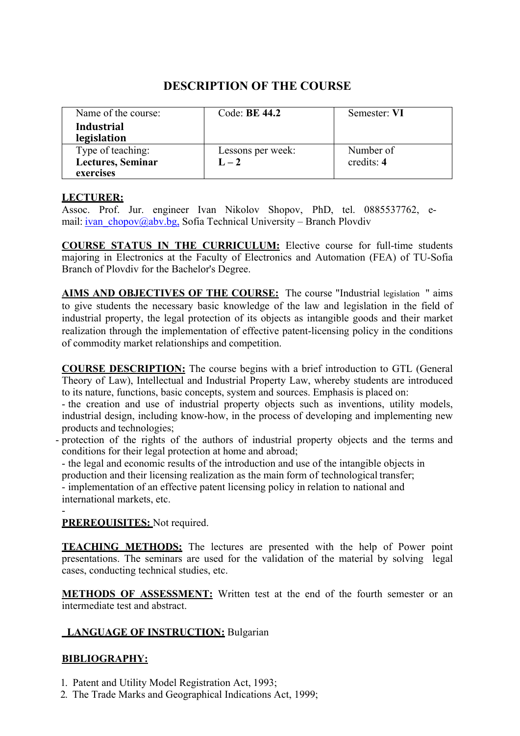# DESCRIPTION OF THE COURSE

| Name of the course: **Industrial legislation** | Code: **BE 44.2** | Semester: **VI** |
|---|---|---|
| Type of teaching: **Lectures, Seminar exercises** | Lessons per week: **L – 2** | Number of credits: **4** |

**LECTURER:**
Assoc. Prof. Jur. engineer Ivan Nikolov Shopov, PhD, tel. 0885537762, e-mail: ivan_chopov@abv.bg, Sofia Technical University – Branch Plovdiv

**COURSE STATUS IN THE CURRICULUM:** Elective course for full-time students majoring in Electronics at the Faculty of Electronics and Automation (FEA) of TU-Sofia Branch of Plovdiv for the Bachelor's Degree.

**AIMS AND OBJECTIVES OF THE COURSE:** The course "Industrial legislation " aims to give students the necessary basic knowledge of the law and legislation in the field of industrial property, the legal protection of its objects as intangible goods and their market realization through the implementation of effective patent-licensing policy in the conditions of commodity market relationships and competition.

**COURSE DESCRIPTION:** The course begins with a brief introduction to GTL (General Theory of Law), Intellectual and Industrial Property Law, whereby students are introduced to its nature, functions, basic concepts, system and sources. Emphasis is placed on:

- the creation and use of industrial property objects such as inventions, utility models, industrial design, including know-how, in the process of developing and implementing new products and technologies;
- protection of the rights of the authors of industrial property objects and the terms and conditions for their legal protection at home and abroad;
- the legal and economic results of the introduction and use of the intangible objects in production and their licensing realization as the main form of technological transfer;
- implementation of an effective patent licensing policy in relation to national and international markets, etc.

-

**PREREQUISITES:** Not required.

**TEACHING METHODS:** The lectures are presented with the help of Power point presentations. The seminars are used for the validation of the material by solving legal cases, conducting technical studies, etc.

**METHODS OF ASSESSMENT:** Written test at the end of the fourth semester or an intermediate test and abstract.

**LANGUAGE OF INSTRUCTION:** Bulgarian

**BIBLIOGRAPHY:**

1. Patent and Utility Model Registration Act, 1993;
2. The Trade Marks and Geographical Indications Act, 1999;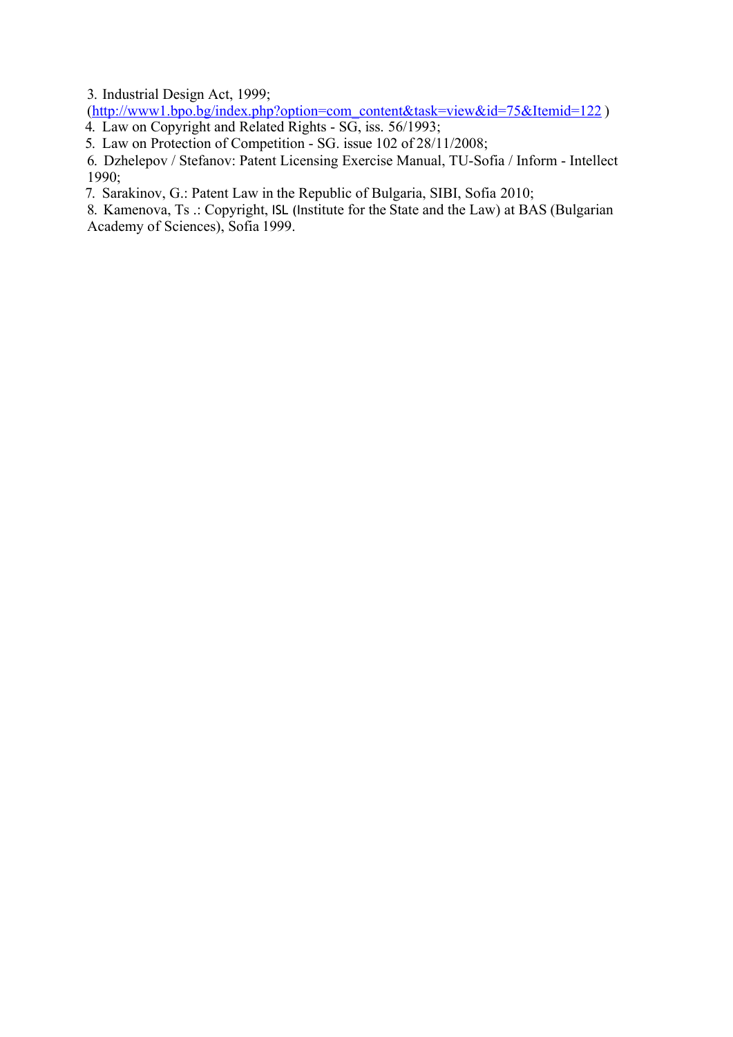3. Industrial Design Act, 1999; (http://www1.bpo.bg/index.php?option=com_content&task=view&id=75&Itemid=122 )
4. Law on Copyright and Related Rights - SG, iss. 56/1993;
5. Law on Protection of Competition - SG. issue 102 of 28/11/2008;
6. Dzhelepov / Stefanov: Patent Licensing Exercise Manual, TU-Sofia / Inform - Intellect 1990;
7. Sarakinov, G.: Patent Law in the Republic of Bulgaria, SIBI, Sofia 2010;
8. Kamenova, Ts .: Copyright, ISL (Institute for the State and the Law) at BAS (Bulgarian Academy of Sciences), Sofia 1999.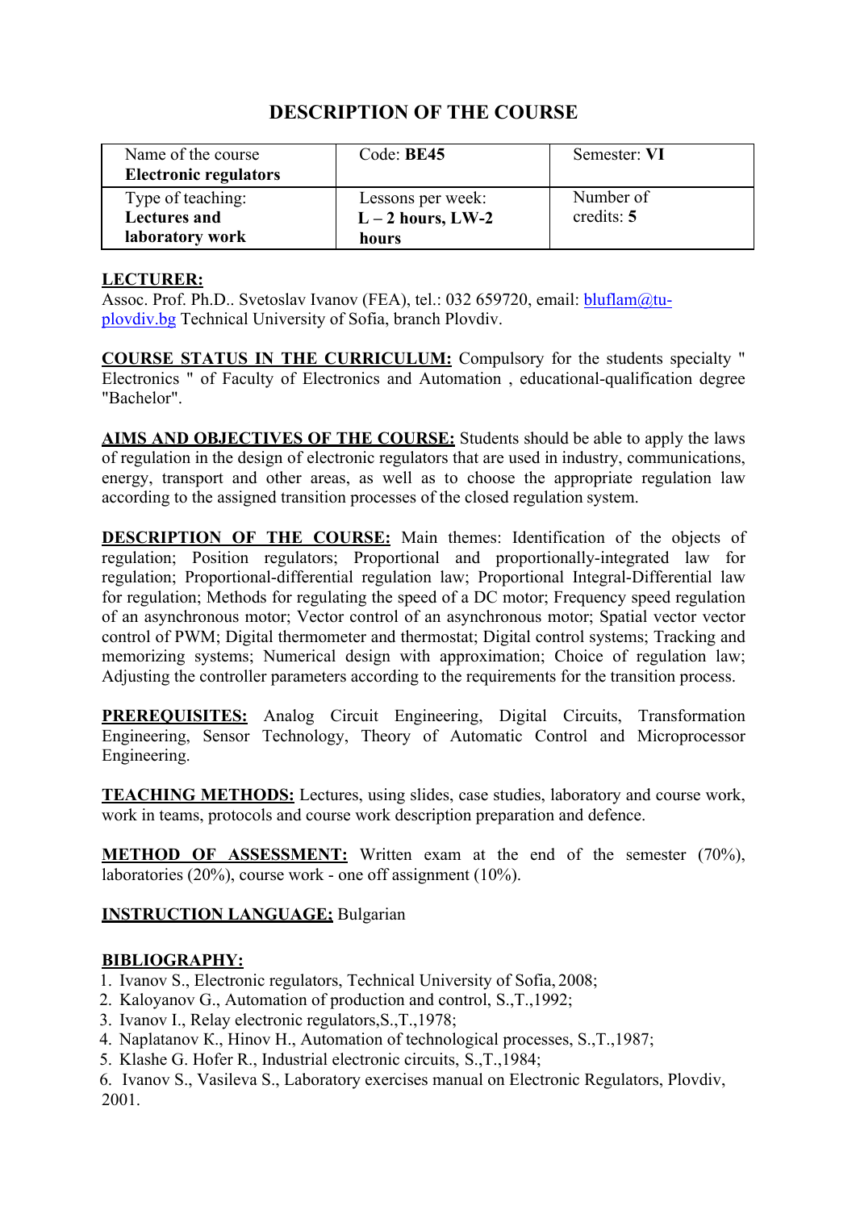# DESCRIPTION OF THE COURSE

| Name of the course **Electronic regulators** | Code: **BE45** | Semester: **VI** |
| --- | --- | --- |
| Type of teaching: **Lectures and laboratory work** | Lessons per week: **L – 2 hours, LW-2 hours** | Number of credits: **5** |

**LECTURER:**
Assoc. Prof. Ph.D.. Svetoslav Ivanov (FEA), tel.: 032 659720, email: bluflam@tu-plovdiv.bg Technical University of Sofia, branch Plovdiv.

**COURSE STATUS IN THE CURRICULUM:** Compulsory for the students specialty " Electronics " of Faculty of Electronics and Automation , educational-qualification degree "Bachelor".

**AIMS AND OBJECTIVES OF THE COURSE:** Students should be able to apply the laws of regulation in the design of electronic regulators that are used in industry, communications, energy, transport and other areas, as well as to choose the appropriate regulation law according to the assigned transition processes of the closed regulation system.

**DESCRIPTION OF THE COURSE:** Main themes: Identification of the objects of regulation; Position regulators; Proportional and proportionally-integrated law for regulation; Proportional-differential regulation law; Proportional Integral-Differential law for regulation; Methods for regulating the speed of a DC motor; Frequency speed regulation of an asynchronous motor; Vector control of an asynchronous motor; Spatial vector vector control of PWM; Digital thermometer and thermostat; Digital control systems; Tracking and memorizing systems; Numerical design with approximation; Choice of regulation law; Adjusting the controller parameters according to the requirements for the transition process.

**PREREQUISITES:** Analog Circuit Engineering, Digital Circuits, Transformation Engineering, Sensor Technology, Theory of Automatic Control and Microprocessor Engineering.

**TEACHING METHODS:** Lectures, using slides, case studies, laboratory and course work, work in teams, protocols and course work description preparation and defence.

**METHOD OF ASSESSMENT:** Written exam at the end of the semester (70%), laboratories (20%), course work - one off assignment (10%).

**INSTRUCTION LANGUAGE;** Bulgarian

**BIBLIOGRAPHY:**
1. Ivanov S., Electronic regulators, Technical University of Sofia, 2008;
2. Kaloyanov G., Automation of production and control, S.,T.,1992;
3. Ivanov I., Relay electronic regulators,S.,T.,1978;
4. Naplatanov K., Hinov H., Automation of technological processes, S.,T.,1987;
5. Klashe G. Hofer R., Industrial electronic circuits, S.,T.,1984;
6. Ivanov S., Vasileva S., Laboratory exercises manual on Electronic Regulators, Plovdiv, 2001.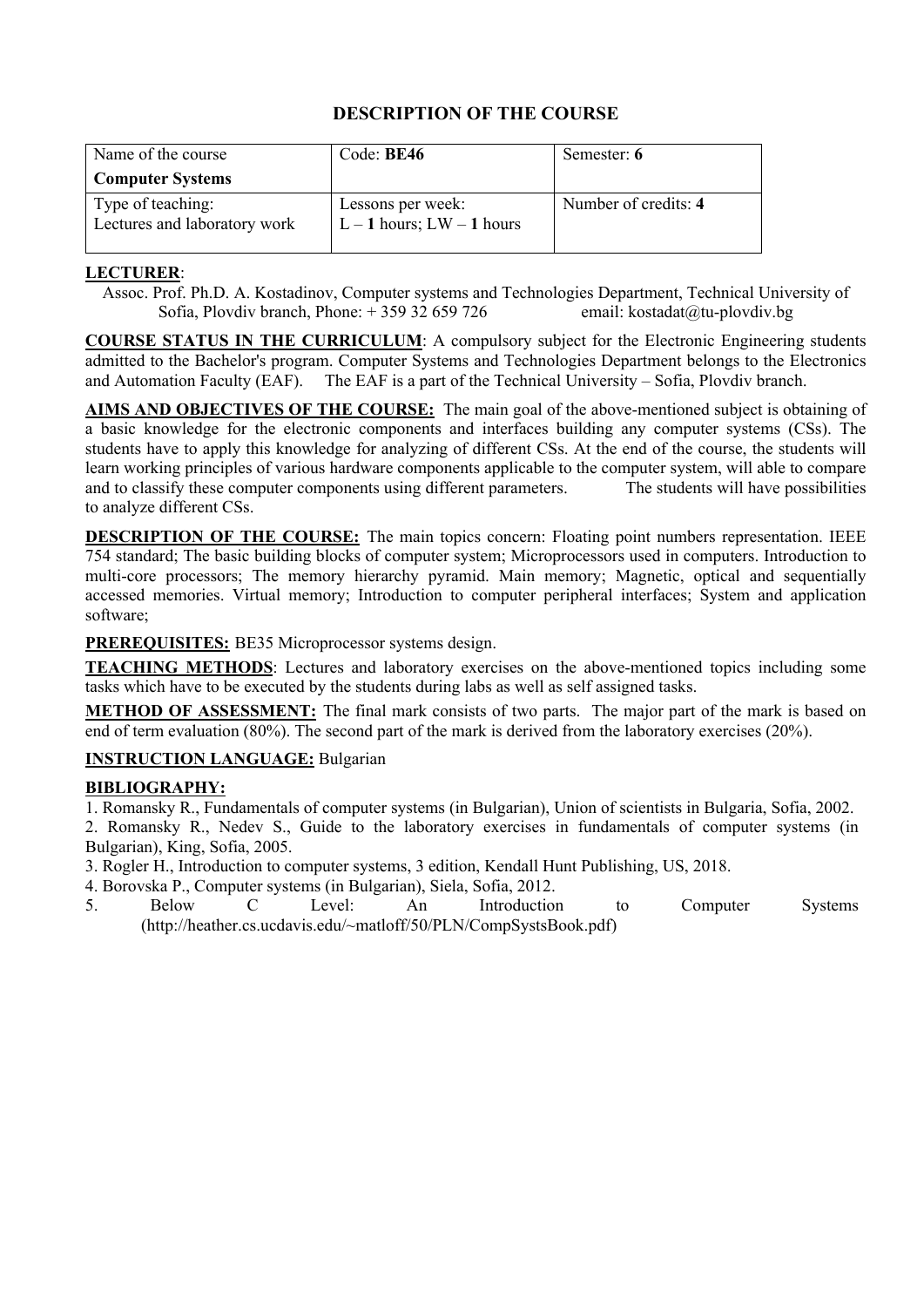## DESCRIPTION OF THE COURSE

| Name of the course<br>**Computer Systems** | Code: **BE46** | Semester: **6** |
|---|---|---|
| Type of teaching:<br>Lectures and laboratory work | Lessons per week:<br>L – **1** hours; LW – **1** hours | Number of credits: **4** |

**LECTURER**:

Assoc. Prof. Ph.D. A. Kostadinov, Computer systems and Technologies Department, Technical University of Sofia, Plovdiv branch, Phone: + 359 32 659 726 email: kostadat@tu-plovdiv.bg

**COURSE STATUS IN THE CURRICULUM**: A compulsory subject for the Electronic Engineering students admitted to the Bachelor's program. Computer Systems and Technologies Department belongs to the Electronics and Automation Faculty (EAF). The EAF is a part of the Technical University – Sofia, Plovdiv branch.

**AIMS AND OBJECTIVES OF THE COURSE:** The main goal of the above-mentioned subject is obtaining of a basic knowledge for the electronic components and interfaces building any computer systems (CSs). The students have to apply this knowledge for analyzing of different CSs. At the end of the course, the students will learn working principles of various hardware components applicable to the computer system, will able to compare and to classify these computer components using different parameters. The students will have possibilities to analyze different CSs.

**DESCRIPTION OF THE COURSE:** The main topics concern: Floating point numbers representation. IEEE 754 standard; The basic building blocks of computer system; Microprocessors used in computers. Introduction to multi-core processors; The memory hierarchy pyramid. Main memory; Magnetic, optical and sequentially accessed memories. Virtual memory; Introduction to computer peripheral interfaces; System and application software;

**PREREQUISITES:** BE35 Microprocessor systems design.

**TEACHING METHODS**: Lectures and laboratory exercises on the above-mentioned topics including some tasks which have to be executed by the students during labs as well as self assigned tasks.

**METHOD OF ASSESSMENT:** The final mark consists of two parts. The major part of the mark is based on end of term evaluation (80%). The second part of the mark is derived from the laboratory exercises (20%).

**INSTRUCTION LANGUAGE:** Bulgarian

**BIBLIOGRAPHY:**

1. Romansky R., Fundamentals of computer systems (in Bulgarian), Union of scientists in Bulgaria, Sofia, 2002.
2. Romansky R., Nedev S., Guide to the laboratory exercises in fundamentals of computer systems (in Bulgarian), King, Sofia, 2005.
3. Rogler H., Introduction to computer systems, 3 edition, Kendall Hunt Publishing, US, 2018.
4. Borovska P., Computer systems (in Bulgarian), Siela, Sofia, 2012.
5. Below C Level: An Introduction to Computer Systems (http://heather.cs.ucdavis.edu/~matloff/50/PLN/CompSystsBook.pdf)